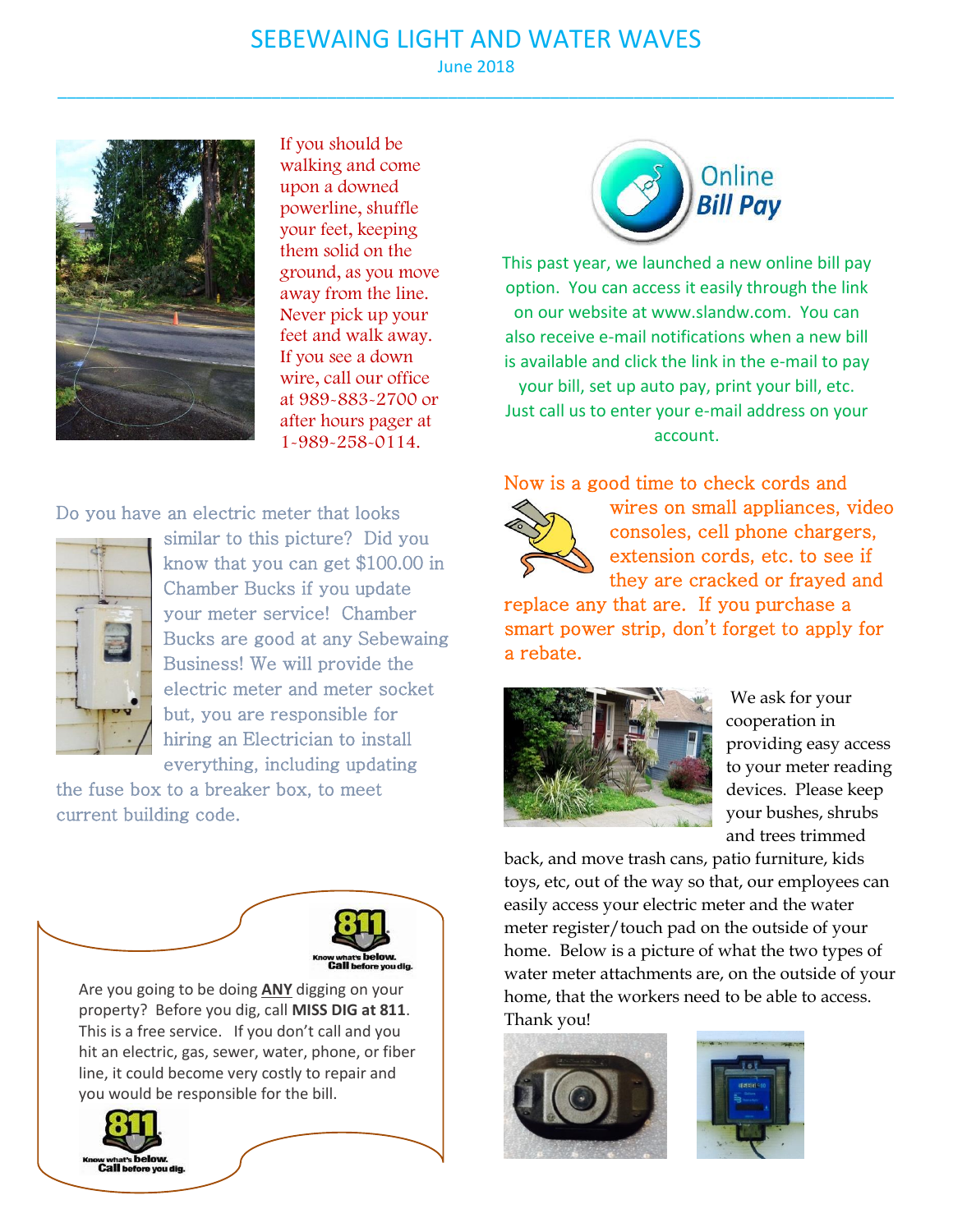# SEBEWAING LIGHT AND WATER WAVES

June 2018

If you should be walking and come upon a downed powerline, shuffle your feet, keeping them solid on the ground, as you move away from the line. Never pick up your feet and walk away. If you see a down wire, call our office at 989-883-2700 or after hours pager at 1-989-258-0114.

Do you have an electric meter that looks similar to this picture? Did you know that you can get $100.00 in Chamber Bucks if you update your meter service! Chamber Bucks are good at any Sebewaing Business! We will provide the electric meter and meter socket but, you are responsible for hiring an Electrician to install everything, including updating the fuse box to a breaker box, to meet current building code.

Know what's **below.** **Call** before you dig.

Are you going to be doing **ANY** digging on your property? Before you dig, call **MISS DIG at 811**. This is a free service. If you don't call and you hit an electric, gas, sewer, water, phone, or fiber line, it could become very costly to repair and you would be responsible for the bill.

Know what's **below.** **Call** before you dig.

**Online Bill Pay**

This past year, we launched a new online bill pay option. You can access it easily through the link on our website at www.slandw.com. You can also receive e-mail notifications when a new bill is available and click the link in the e-mail to pay your bill, set up auto pay, print your bill, etc. Just call us to enter your e-mail address on your account.

Now is a good time to check cords and wires on small appliances, video consoles, cell phone chargers, extension cords, etc. to see if they are cracked or frayed and replace any that are. If you purchase a smart power strip, don't forget to apply for a rebate.

We ask for your cooperation in providing easy access to your meter reading devices. Please keep your bushes, shrubs and trees trimmed back, and move trash cans, patio furniture, kids toys, etc, out of the way so that, our employees can easily access your electric meter and the water meter register/touch pad on the outside of your home. Below is a picture of what the two types of water meter attachments are, on the outside of your home, that the workers need to be able to access. Thank you!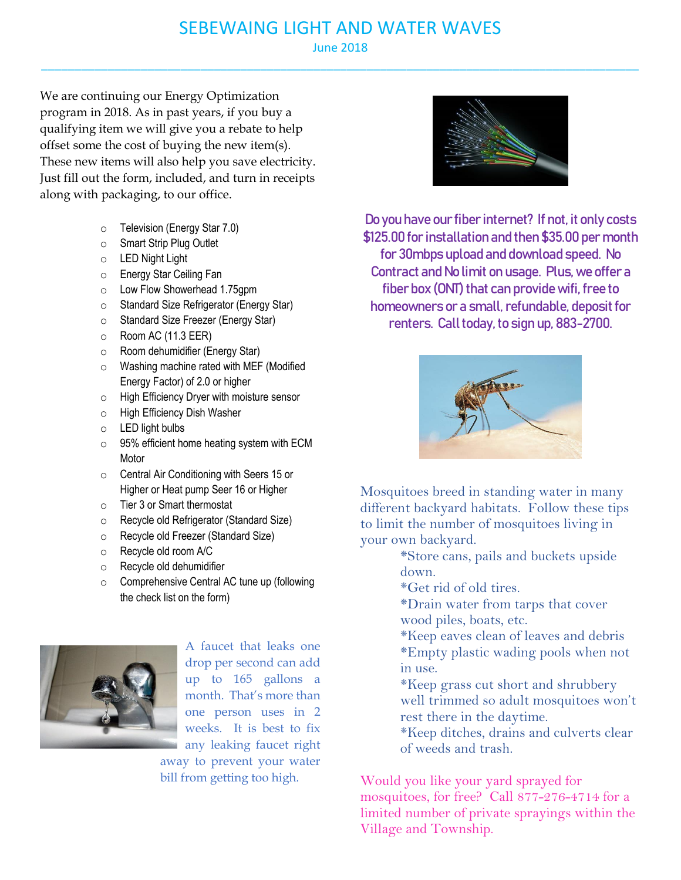# SEBEWAING LIGHT AND WATER WAVES

June 2018

We are continuing our Energy Optimization program in 2018. As in past years, if you buy a qualifying item we will give you a rebate to help offset some the cost of buying the new item(s). These new items will also help you save electricity. Just fill out the form, included, and turn in receipts along with packaging, to our office.

- Television (Energy Star 7.0)
- Smart Strip Plug Outlet
- LED Night Light
- Energy Star Ceiling Fan
- Low Flow Showerhead 1.75gpm
- Standard Size Refrigerator (Energy Star)
- Standard Size Freezer (Energy Star)
- Room AC (11.3 EER)
- Room dehumidifier (Energy Star)
- Washing machine rated with MEF (Modified Energy Factor) of 2.0 or higher
- High Efficiency Dryer with moisture sensor
- High Efficiency Dish Washer
- LED light bulbs
- 95% efficient home heating system with ECM Motor
- Central Air Conditioning with Seers 15 or Higher or Heat pump Seer 16 or Higher
- Tier 3 or Smart thermostat
- Recycle old Refrigerator (Standard Size)
- Recycle old Freezer (Standard Size)
- Recycle old room A/C
- Recycle old dehumidifier
- Comprehensive Central AC tune up (following the check list on the form)

A faucet that leaks one drop per second can add up to 165 gallons a month. That's more than one person uses in 2 weeks. It is best to fix any leaking faucet right away to prevent your water bill from getting too high.

**Do you have our fiber internet? If not, it only costs $125.00 for installation and then $35.00 per month for 30mbps upload and download speed. No Contract and No limit on usage. Plus, we offer a fiber box (ONT) that can provide wifi, free to homeowners or a small, refundable, deposit for renters. Call today, to sign up, 883-2700.**

Mosquitoes breed in standing water in many different backyard habitats. Follow these tips to limit the number of mosquitoes living in your own backyard.

*Store cans, pails and buckets upside down.
*Get rid of old tires.
*Drain water from tarps that cover wood piles, boats, etc.
*Keep eaves clean of leaves and debris
*Empty plastic wading pools when not in use.
*Keep grass cut short and shrubbery well trimmed so adult mosquitoes won't rest there in the daytime.
*Keep ditches, drains and culverts clear of weeds and trash.

Would you like your yard sprayed for mosquitoes, for free? Call 877-276-4714 for a limited number of private sprayings within the Village and Township.